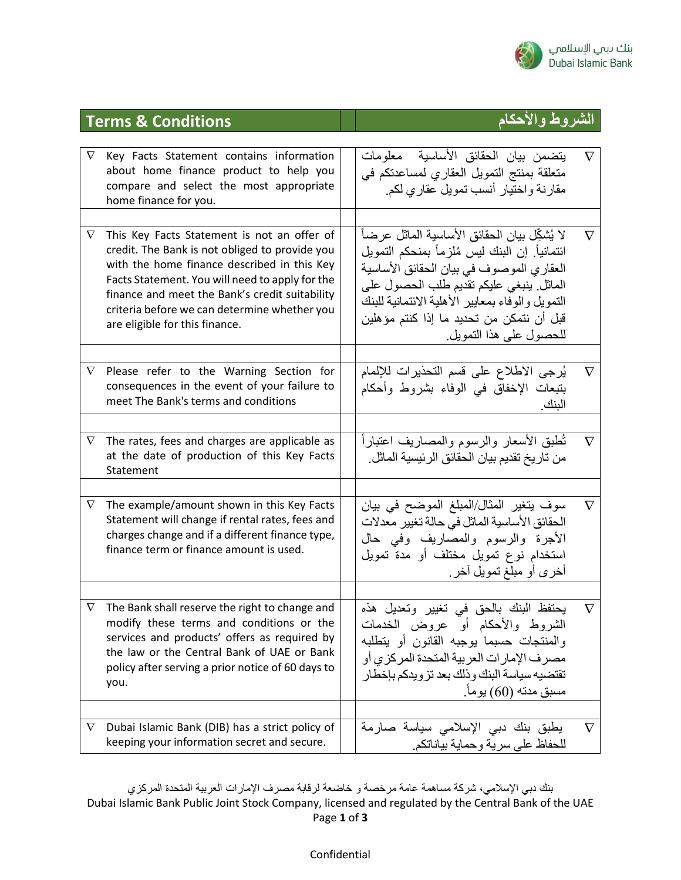| Terms & Conditions | الشروط والأحكام |
| --- | --- |
| ∇ Key Facts Statement contains information about home finance product to help you compare and select the most appropriate home finance for you. | ∇ يتضمن بيان الحقائق الأساسية معلومات متعلقة بمنتج التمويل العقاري لمساعدتكم في مقارنة واختيار أنسب تمويل عقاري لكم. |
| ∇ This Key Facts Statement is not an offer of credit. The Bank is not obliged to provide you with the home finance described in this Key Facts Statement. You will need to apply for the finance and meet the Bank's credit suitability criteria before we can determine whether you are eligible for this finance. | ∇ لا يُشكِّل بيان الحقائق الأساسية الماثل عرضاً ائتمانياً. إن البنك ليس مُلزماً بمنحكم التمويل العقاري الموصوف في بيان الحقائق الأساسية الماثل. ينبغي عليكم تقديم طلب الحصول على التمويل والوفاء بمعايير الأهلية الائتمانية للبنك قبل أن نتمكن من تحديد ما إذا كنتم مؤهلين للحصول على هذا التمويل. |
| ∇ Please refer to the Warning Section for consequences in the event of your failure to meet The Bank's terms and conditions | ∇ يُرجى الاطلاع على قسم التحذيرات للإلمام بتبعات الإخفاق في الوفاء بشروط وأحكام البنك. |
| ∇ The rates, fees and charges are applicable as at the date of production of this Key Facts Statement | ∇ تُطبق الأسعار والرسوم والمصاريف اعتباراً من تاريخ تقديم بيان الحقائق الرئيسية الماثل. |
| ∇ The example/amount shown in this Key Facts Statement will change if rental rates, fees and charges change and if a different finance type, finance term or finance amount is used. | ∇ سوف يتغير المثال/المبلغ الموضح في بيان الحقائق الأساسية الماثل في حالة تغيير معدلات الأجرة والرسوم والمصاريف وفي حال استخدام نوع تمويل مختلف أو مدة تمويل أخرى أو مبلغ تمويل آخر. |
| ∇ The Bank shall reserve the right to change and modify these terms and conditions or the services and products' offers as required by the law or the Central Bank of UAE or Bank policy after serving a prior notice of 60 days to you. | ∇ يحتفظ البنك بالحق في تغيير وتعديل هذه الشروط والأحكام أو عروض الخدمات والمنتجات حسبما يوجبه القانون أو يتطلبه مصرف الإمارات العربية المتحدة المركزي أو تقتضيه سياسة البنك وذلك بعد تزويدكم بإخطار مسبق مدته (60) يوماً. |
| ∇ Dubai Islamic Bank (DIB) has a strict policy of keeping your information secret and secure. | ∇ يطبق بنك دبي الإسلامي سياسة صارمة للحفاظ على سرية وحماية بياناتكم. |

بنك دبي الإسلامي، شركة مساهمة عامة مرخصة و خاضعة لرقابة مصرف الإمارات العربية المتحدة المركزي
Dubai Islamic Bank Public Joint Stock Company, licensed and regulated by the Central Bank of the UAE

Confidential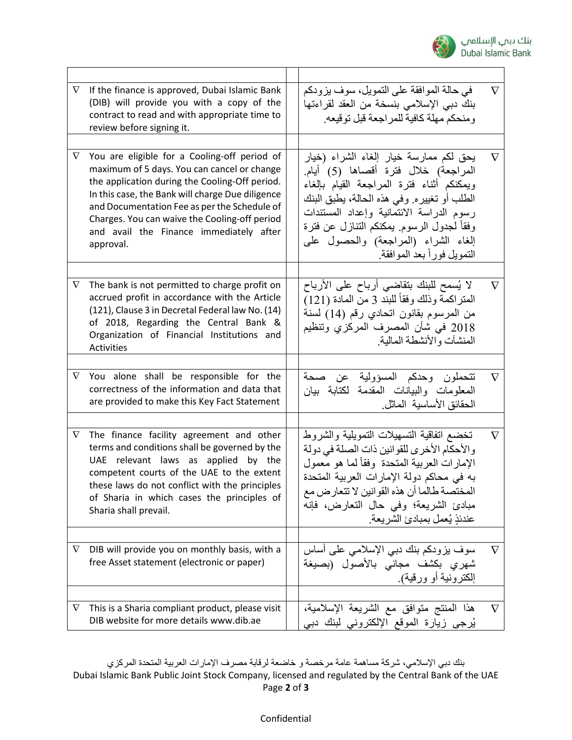| | |
|---|---|
| ∇ If the finance is approved, Dubai Islamic Bank (DIB) will provide you with a copy of the contract to read and with appropriate time to review before signing it. | في حالة الموافقة على التمويل، سوف يزودكم بنك دبي الإسلامي بنسخة من العقد لقراءتها ومنحكم مهلة كافية للمراجعة قبل توقيعه. ∇ |
| | |
| ∇ You are eligible for a Cooling-off period of maximum of 5 days. You can cancel or change the application during the Cooling-Off period. In this case, the Bank will charge Due diligence and Documentation Fee as per the Schedule of Charges. You can waive the Cooling-off period and avail the Finance immediately after approval. | يحق لكم ممارسة خيار إلغاء الشراء (خيار المراجعة) خلال فترة أقصاها (5) أيام. ويمكنكم أثناء فترة المراجعة القيام بإلغاء الطلب أو تغييره. وفي هذه الحالة، يطبق البنك رسوم الدراسة الائتمانية وإعداد المستندات وفقاً لجدول الرسوم. يمكنكم التنازل عن فترة إلغاء الشراء (المراجعة) والحصول على التمويل فوراً بعد الموافقة. ∇ |
| | |
| ∇ The bank is not permitted to charge profit on accrued profit in accordance with the Article (121), Clause 3 in Decretal Federal law No. (14) of 2018, Regarding the Central Bank & Organization of Financial Institutions and Activities | لا يُسمح للبنك بتقاضي أرباح على الأرباح المتراكمة وذلك وفقاً للبند 3 من المادة (121) من المرسوم بقانون اتحادي رقم (14) لسنة 2018 في شأن المصرف المركزي وتنظيم المنشآت والأنشطة المالية. ∇ |
| | |
| ∇ You alone shall be responsible for the correctness of the information and data that are provided to make this Key Fact Statement | تتحملون وحدكم المسؤولية عن صحة المعلومات والبيانات المقدمة لكتابة بيان الحقائق الأساسية الماثل. ∇ |
| | |
| ∇ The finance facility agreement and other terms and conditions shall be governed by the UAE relevant laws as applied by the competent courts of the UAE to the extent these laws do not conflict with the principles of Sharia in which cases the principles of Sharia shall prevail. | تخضع اتفاقية التسهيلات التمويلية والشروط والأحكام الأخرى للقوانين ذات الصلة في دولة الإمارات العربية المتحدة وفقاً لما هو معمول به في محاكم دولة الإمارات العربية المتحدة المختصة طالما أن هذه القوانين لا تتعارض مع مبادئ الشريعة؛ وفي حال التعارض، فإنه عندئذٍ يُعمل بمبادئ الشريعة. ∇ |
| | |
| ∇ DIB will provide you on monthly basis, with a free Asset statement (electronic or paper) | سوف يزودكم بنك دبي الإسلامي على أساس شهري بكشف مجاني بالأصول (بصيغة إلكترونية أو ورقية). ∇ |
| | |
| ∇ This is a Sharia compliant product, please visit DIB website for more details www.dib.ae | هذا المنتج متوافق مع الشريعة الإسلامية، يُرجى زيارة الموقع الإلكتروني لبنك دبي ∇ |

بنك دبي الإسلامي، شركة مساهمة عامة مرخصة و خاضعة لرقابة مصرف الإمارات العربية المتحدة المركزي
Dubai Islamic Bank Public Joint Stock Company, licensed and regulated by the Central Bank of the UAE

Confidential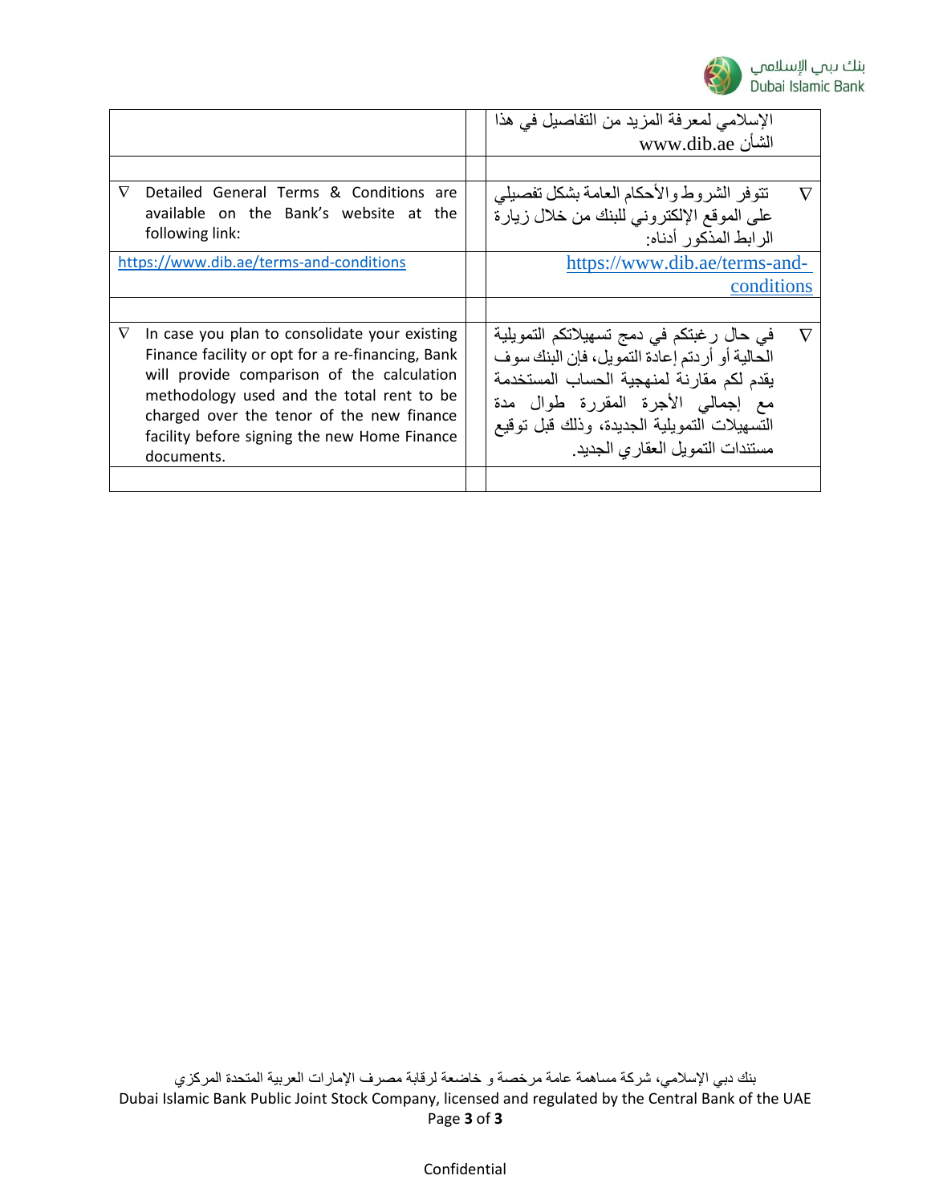| | | |
|---|---|---|
| | | الإسلامي لمعرفة المزيد من التفاصيل في هذا الشأن www.dib.ae |
| | | |
| ∇ Detailed General Terms & Conditions are available on the Bank's website at the following link: | | ∇ تتوفر الشروط والأحكام العامة بشكل تفصيلي على الموقع الإلكتروني للبنك من خلال زيارة الرابط المذكور أدناه: |
| https://www.dib.ae/terms-and-conditions | | https://www.dib.ae/terms-and-conditions |
| | | |
| ∇ In case you plan to consolidate your existing Finance facility or opt for a re-financing, Bank will provide comparison of the calculation methodology used and the total rent to be charged over the tenor of the new finance facility before signing the new Home Finance documents. | | ∇ في حال رغبتكم في دمج تسهيلاتكم التمويلية الحالية أو أردتم إعادة التمويل، فإن البنك سوف يقدم لكم مقارنة لمنهجية الحساب المستخدمة مع إجمالي الأجرة المقررة طوال مدة التسهيلات التمويلية الجديدة، وذلك قبل توقيع مستندات التمويل العقاري الجديد. |
| | | |

بنك دبي الإسلامي، شركة مساهمة عامة مرخصة و خاضعة لرقابة مصرف الإمارات العربية المتحدة المركزي

Dubai Islamic Bank Public Joint Stock Company, licensed and regulated by the Central Bank of the UAE

Confidential